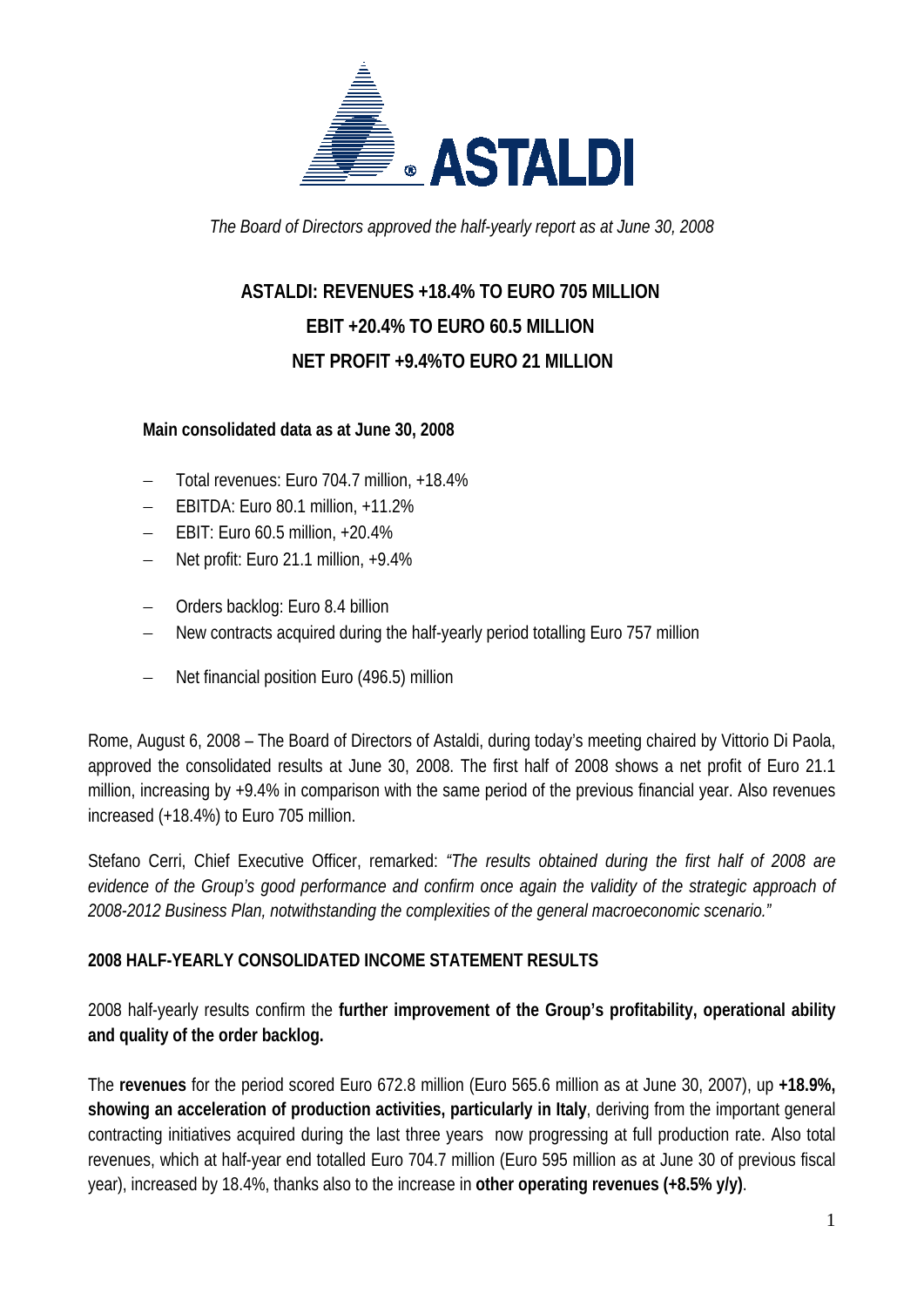*The Board of Directors approved the half-yearly report as at June 30, 2008*

# ASTALDI: REVENUES +18.4% TO EURO 705 MILLION
# EBIT +20.4% TO EURO 60.5 MILLION
# NET PROFIT +9.4%TO EURO 21 MILLION

**Main consolidated data as at June 30, 2008**

- Total revenues: Euro 704.7 million, +18.4%
- EBITDA: Euro 80.1 million, +11.2%
- EBIT: Euro 60.5 million, +20.4%
- Net profit: Euro 21.1 million, +9.4%

- Orders backlog: Euro 8.4 billion
- New contracts acquired during the half-yearly period totalling Euro 757 million

- Net financial position Euro (496.5) million

Rome, August 6, 2008 – The Board of Directors of Astaldi, during today's meeting chaired by Vittorio Di Paola, approved the consolidated results at June 30, 2008. The first half of 2008 shows a net profit of Euro 21.1 million, increasing by +9.4% in comparison with the same period of the previous financial year. Also revenues increased (+18.4%) to Euro 705 million.

Stefano Cerri, Chief Executive Officer, remarked: *"The results obtained during the first half of 2008 are evidence of the Group's good performance and confirm once again the validity of the strategic approach of 2008-2012 Business Plan, notwithstanding the complexities of the general macroeconomic scenario."*

## 2008 HALF-YEARLY CONSOLIDATED INCOME STATEMENT RESULTS

2008 half-yearly results confirm the **further improvement of the Group's profitability, operational ability and quality of the order backlog.**

The **revenues** for the period scored Euro 672.8 million (Euro 565.6 million as at June 30, 2007), up **+18.9%, showing an acceleration of production activities, particularly in Italy**, deriving from the important general contracting initiatives acquired during the last three years now progressing at full production rate. Also total revenues, which at half-year end totalled Euro 704.7 million (Euro 595 million as at June 30 of previous fiscal year), increased by 18.4%, thanks also to the increase in **other operating revenues (+8.5% y/y)**.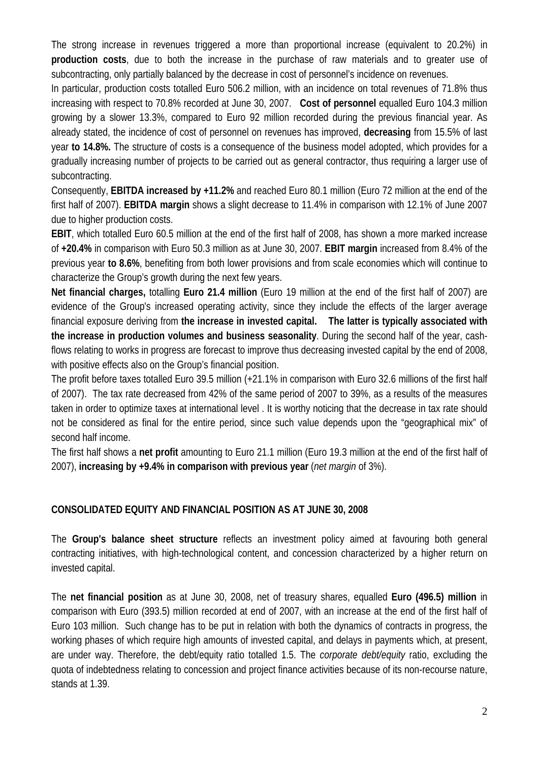The strong increase in revenues triggered a more than proportional increase (equivalent to 20.2%) in **production costs**, due to both the increase in the purchase of raw materials and to greater use of subcontracting, only partially balanced by the decrease in cost of personnel's incidence on revenues.

In particular, production costs totalled Euro 506.2 million, with an incidence on total revenues of 71.8% thus increasing with respect to 70.8% recorded at June 30, 2007. **Cost of personnel** equalled Euro 104.3 million growing by a slower 13.3%, compared to Euro 92 million recorded during the previous financial year. As already stated, the incidence of cost of personnel on revenues has improved, **decreasing** from 15.5% of last year **to 14.8%.** The structure of costs is a consequence of the business model adopted, which provides for a gradually increasing number of projects to be carried out as general contractor, thus requiring a larger use of subcontracting.

Consequently, **EBITDA increased by +11.2%** and reached Euro 80.1 million (Euro 72 million at the end of the first half of 2007). **EBITDA margin** shows a slight decrease to 11.4% in comparison with 12.1% of June 2007 due to higher production costs.

**EBIT**, which totalled Euro 60.5 million at the end of the first half of 2008, has shown a more marked increase of **+20.4%** in comparison with Euro 50.3 million as at June 30, 2007. **EBIT margin** increased from 8.4% of the previous year **to 8.6%**, benefiting from both lower provisions and from scale economies which will continue to characterize the Group's growth during the next few years.

**Net financial charges,** totalling **Euro 21.4 million** (Euro 19 million at the end of the first half of 2007) are evidence of the Group's increased operating activity, since they include the effects of the larger average financial exposure deriving from **the increase in invested capital. The latter is typically associated with the increase in production volumes and business seasonality**. During the second half of the year, cash-flows relating to works in progress are forecast to improve thus decreasing invested capital by the end of 2008, with positive effects also on the Group's financial position.

The profit before taxes totalled Euro 39.5 million (+21.1% in comparison with Euro 32.6 millions of the first half of 2007). The tax rate decreased from 42% of the same period of 2007 to 39%, as a results of the measures taken in order to optimize taxes at international level . It is worthy noticing that the decrease in tax rate should not be considered as final for the entire period, since such value depends upon the "geographical mix" of second half income.

The first half shows a **net profit** amounting to Euro 21.1 million (Euro 19.3 million at the end of the first half of 2007), **increasing by +9.4% in comparison with previous year** (*net margin* of 3%).

## CONSOLIDATED EQUITY AND FINANCIAL POSITION AS AT JUNE 30, 2008

The **Group's balance sheet structure** reflects an investment policy aimed at favouring both general contracting initiatives, with high-technological content, and concession characterized by a higher return on invested capital.

The **net financial position** as at June 30, 2008, net of treasury shares, equalled **Euro (496.5) million** in comparison with Euro (393.5) million recorded at end of 2007, with an increase at the end of the first half of Euro 103 million. Such change has to be put in relation with both the dynamics of contracts in progress, the working phases of which require high amounts of invested capital, and delays in payments which, at present, are under way. Therefore, the debt/equity ratio totalled 1.5. The *corporate debt/equity* ratio, excluding the quota of indebtedness relating to concession and project finance activities because of its non-recourse nature, stands at 1.39.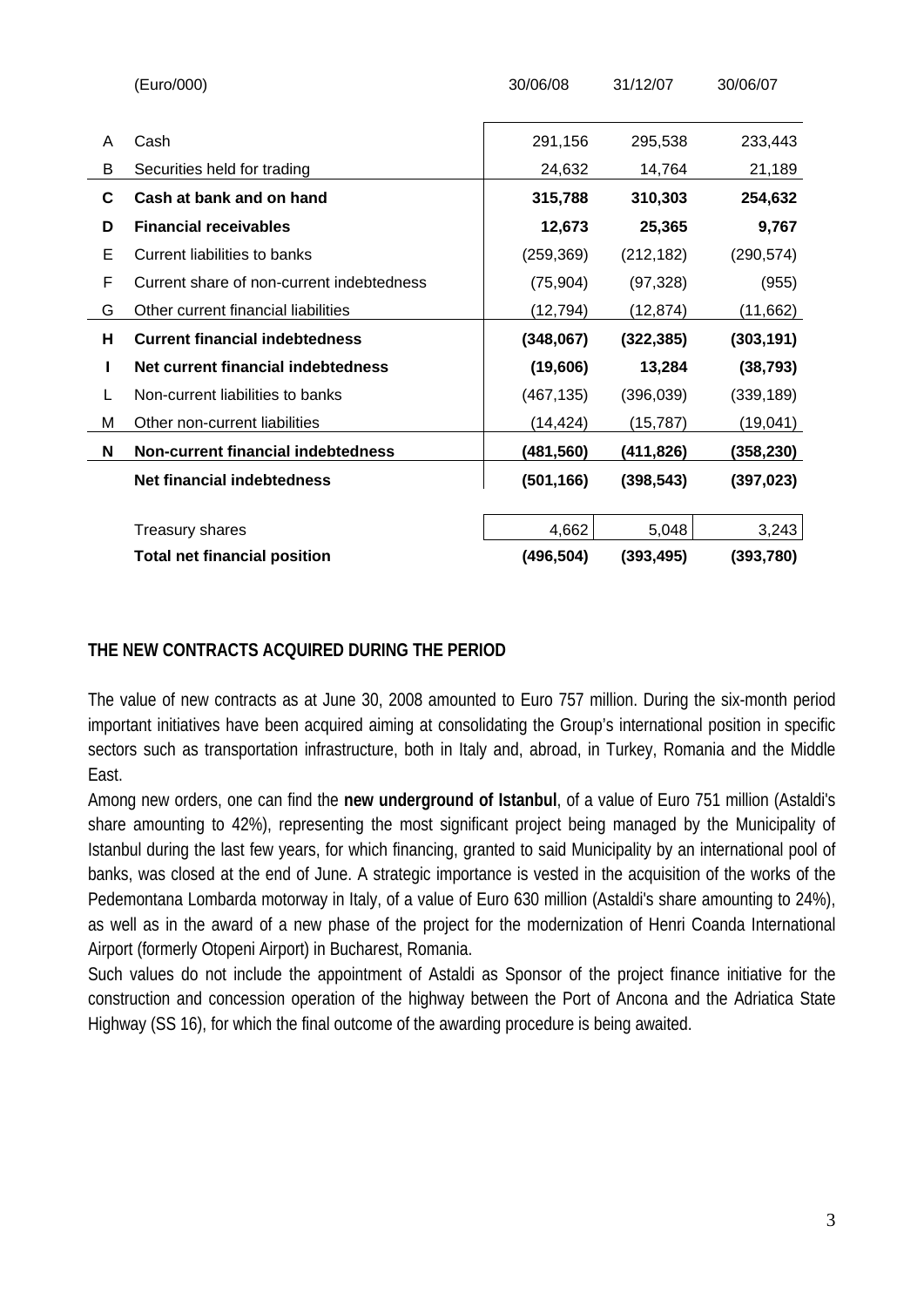|  | (Euro/000) | 30/06/08 | 31/12/07 | 30/06/07 |
|---|---|---|---|---|
| A | Cash | 291,156 | 295,538 | 233,443 |
| B | Securities held for trading | 24,632 | 14,764 | 21,189 |
| **C** | **Cash at bank and on hand** | **315,788** | **310,303** | **254,632** |
| **D** | **Financial receivables** | **12,673** | **25,365** | **9,767** |
| E | Current liabilities to banks | (259,369) | (212,182) | (290,574) |
| F | Current share of non-current indebtedness | (75,904) | (97,328) | (955) |
| G | Other current financial liabilities | (12,794) | (12,874) | (11,662) |
| **H** | **Current financial indebtedness** | **(348,067)** | **(322,385)** | **(303,191)** |
| **I** | **Net current financial indebtedness** | **(19,606)** | **13,284** | **(38,793)** |
| L | Non-current liabilities to banks | (467,135) | (396,039) | (339,189) |
| M | Other non-current liabilities | (14,424) | (15,787) | (19,041) |
| **N** | **Non-current financial indebtedness** | **(481,560)** | **(411,826)** | **(358,230)** |
|  | **Net financial indebtedness** | **(501,166)** | **(398,543)** | **(397,023)** |
|  | Treasury shares | 4,662 | 5,048 | 3,243 |
|  | **Total net financial position** | **(496,504)** | **(393,495)** | **(393,780)** |

## THE NEW CONTRACTS ACQUIRED DURING THE PERIOD

The value of new contracts as at June 30, 2008 amounted to Euro 757 million. During the six-month period important initiatives have been acquired aiming at consolidating the Group's international position in specific sectors such as transportation infrastructure, both in Italy and, abroad, in Turkey, Romania and the Middle East.

Among new orders, one can find the **new underground of Istanbul**, of a value of Euro 751 million (Astaldi's share amounting to 42%), representing the most significant project being managed by the Municipality of Istanbul during the last few years, for which financing, granted to said Municipality by an international pool of banks, was closed at the end of June. A strategic importance is vested in the acquisition of the works of the Pedemontana Lombarda motorway in Italy, of a value of Euro 630 million (Astaldi's share amounting to 24%), as well as in the award of a new phase of the project for the modernization of Henri Coanda International Airport (formerly Otopeni Airport) in Bucharest, Romania.

Such values do not include the appointment of Astaldi as Sponsor of the project finance initiative for the construction and concession operation of the highway between the Port of Ancona and the Adriatica State Highway (SS 16), for which the final outcome of the awarding procedure is being awaited.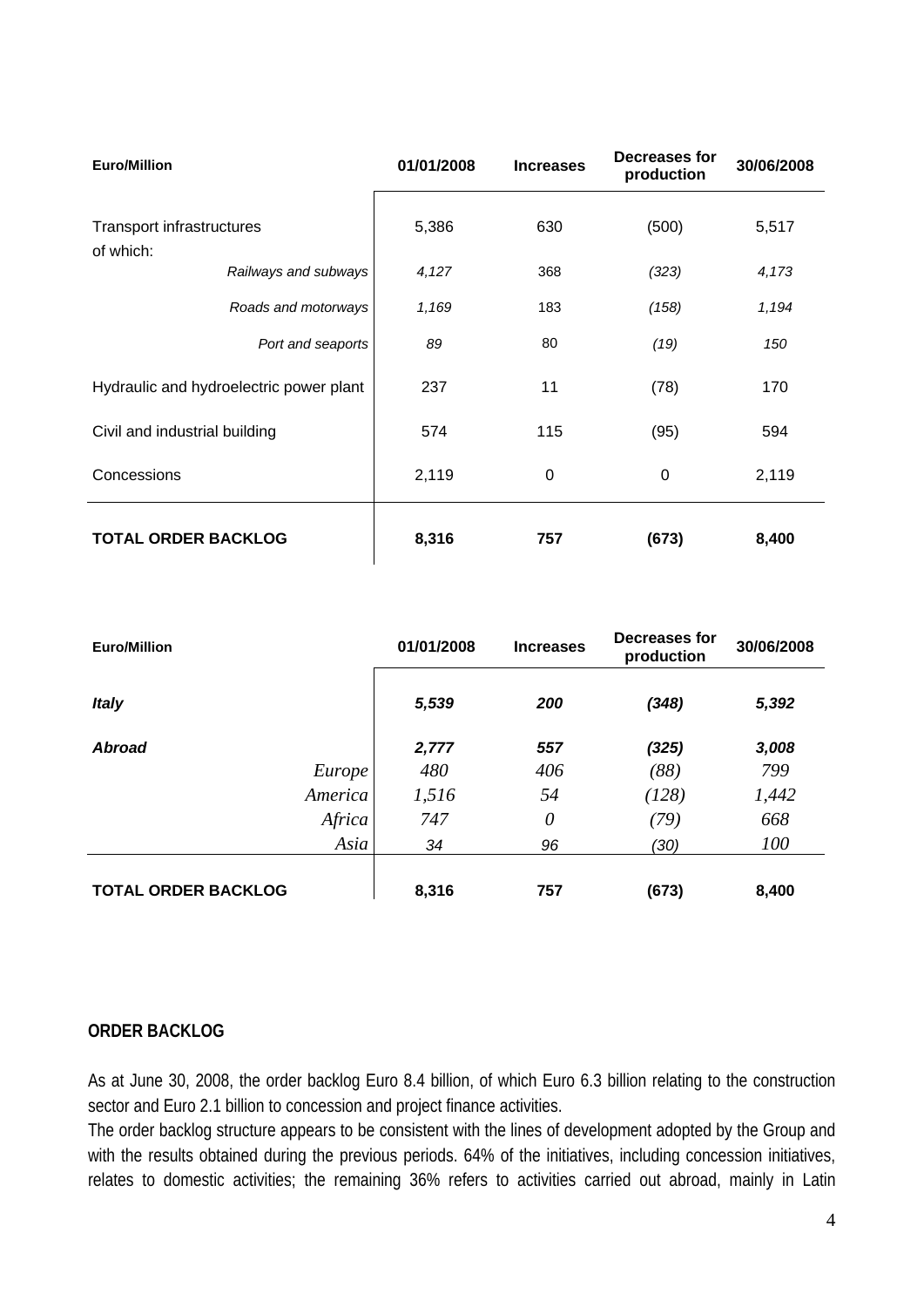| Euro/Million | 01/01/2008 | Increases | Decreases for production | 30/06/2008 |
|---|---|---|---|---|
| Transport infrastructures | 5,386 | 630 | (500) | 5,517 |
| of which: | | | | |
| *Railways and subways* | *4,127* | 368 | *(323)* | *4,173* |
| *Roads and motorways* | *1,169* | 183 | *(158)* | *1,194* |
| *Port and seaports* | *89* | 80 | *(19)* | *150* |
| Hydraulic and hydroelectric power plant | 237 | 11 | (78) | 170 |
| Civil and industrial building | 574 | 115 | (95) | 594 |
| Concessions | 2,119 | 0 | 0 | 2,119 |
| **TOTAL ORDER BACKLOG** | **8,316** | **757** | **(673)** | **8,400** |

| Euro/Million | 01/01/2008 | Increases | Decreases for production | 30/06/2008 |
|---|---|---|---|---|
| ***Italy*** | ***5,539*** | ***200*** | ***(348)*** | ***5,392*** |
| ***Abroad*** | ***2,777*** | ***557*** | ***(325)*** | ***3,008*** |
| *Europe* | *480* | *406* | *(88)* | *799* |
| *America* | *1,516* | *54* | *(128)* | *1,442* |
| *Africa* | *747* | *0* | *(79)* | *668* |
| *Asia* | *34* | *96* | *(30)* | *100* |
| **TOTAL ORDER BACKLOG** | **8,316** | **757** | **(673)** | **8,400** |

## ORDER BACKLOG

As at June 30, 2008, the order backlog Euro 8.4 billion, of which Euro 6.3 billion relating to the construction sector and Euro 2.1 billion to concession and project finance activities.

The order backlog structure appears to be consistent with the lines of development adopted by the Group and with the results obtained during the previous periods. 64% of the initiatives, including concession initiatives, relates to domestic activities; the remaining 36% refers to activities carried out abroad, mainly in Latin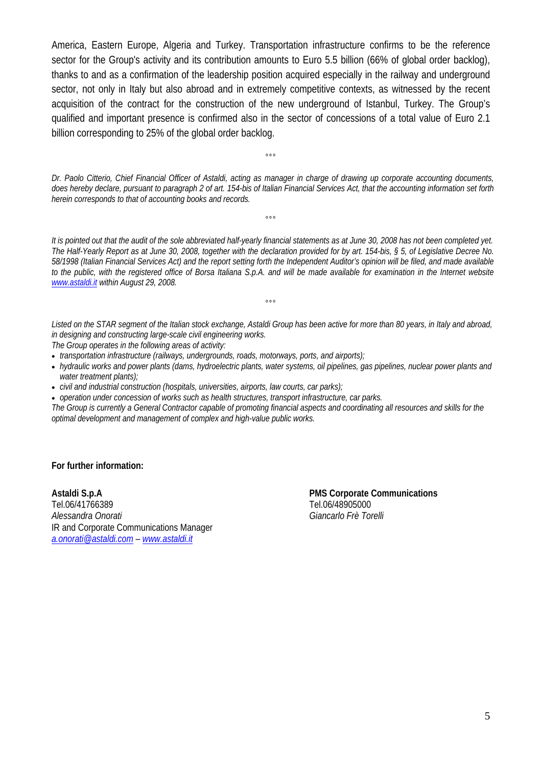America, Eastern Europe, Algeria and Turkey. Transportation infrastructure confirms to be the reference sector for the Group's activity and its contribution amounts to Euro 5.5 billion (66% of global order backlog), thanks to and as a confirmation of the leadership position acquired especially in the railway and underground sector, not only in Italy but also abroad and in extremely competitive contexts, as witnessed by the recent acquisition of the contract for the construction of the new underground of Istanbul, Turkey. The Group's qualified and important presence is confirmed also in the sector of concessions of a total value of Euro 2.1 billion corresponding to 25% of the global order backlog.

°°°

*Dr. Paolo Citterio, Chief Financial Officer of Astaldi, acting as manager in charge of drawing up corporate accounting documents, does hereby declare, pursuant to paragraph 2 of art. 154-bis of Italian Financial Services Act, that the accounting information set forth herein corresponds to that of accounting books and records.*

°°°

*It is pointed out that the audit of the sole abbreviated half-yearly financial statements as at June 30, 2008 has not been completed yet. The Half-Yearly Report as at June 30, 2008, together with the declaration provided for by art. 154-bis, § 5, of Legislative Decree No. 58/1998 (Italian Financial Services Act) and the report setting forth the Independent Auditor's opinion will be filed, and made available to the public, with the registered office of Borsa Italiana S.p.A. and will be made available for examination in the Internet website [www.astaldi.it](http://www.astaldi.it) within August 29, 2008.*

°°°

*Listed on the STAR segment of the Italian stock exchange, Astaldi Group has been active for more than 80 years, in Italy and abroad, in designing and constructing large-scale civil engineering works.*
*The Group operates in the following areas of activity:*

- *transportation infrastructure (railways, undergrounds, roads, motorways, ports, and airports);*
- *hydraulic works and power plants (dams, hydroelectric plants, water systems, oil pipelines, gas pipelines, nuclear power plants and water treatment plants);*
- *civil and industrial construction (hospitals, universities, airports, law courts, car parks);*
- *operation under concession of works such as health structures, transport infrastructure, car parks.*

*The Group is currently a General Contractor capable of promoting financial aspects and coordinating all resources and skills for the optimal development and management of complex and high-value public works.*

**For further information:**

**Astaldi S.p.A**
Tel.06/41766389
*Alessandra Onorati*
IR and Corporate Communications Manager
[a.onorati@astaldi.com](mailto:a.onorati@astaldi.com) – [www.astaldi.it](http://www.astaldi.it)

**PMS Corporate Communications**
Tel.06/48905000
*Giancarlo Frè Torelli*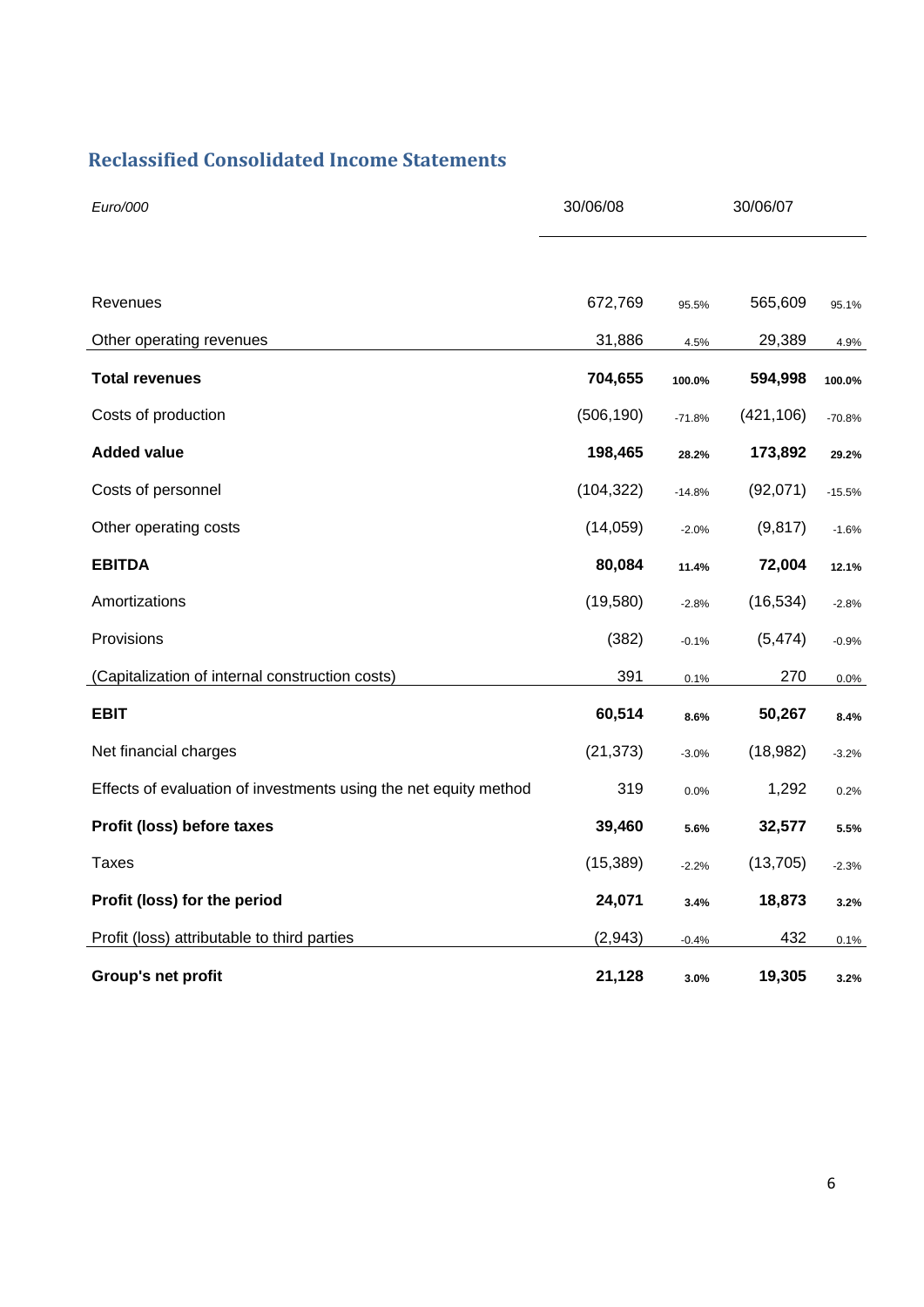## Reclassified Consolidated Income Statements

| *Euro/000* | 30/06/08 | | 30/06/07 | |
|---|---|---|---|---|
| Revenues | 672,769 | 95.5% | 565,609 | 95.1% |
| Other operating revenues | 31,886 | 4.5% | 29,389 | 4.9% |
| **Total revenues** | **704,655** | **100.0%** | **594,998** | **100.0%** |
| Costs of production | (506,190) | -71.8% | (421,106) | -70.8% |
| **Added value** | **198,465** | **28.2%** | **173,892** | **29.2%** |
| Costs of personnel | (104,322) | -14.8% | (92,071) | -15.5% |
| Other operating costs | (14,059) | -2.0% | (9,817) | -1.6% |
| **EBITDA** | **80,084** | **11.4%** | **72,004** | **12.1%** |
| Amortizations | (19,580) | -2.8% | (16,534) | -2.8% |
| Provisions | (382) | -0.1% | (5,474) | -0.9% |
| (Capitalization of internal construction costs) | 391 | 0.1% | 270 | 0.0% |
| **EBIT** | **60,514** | **8.6%** | **50,267** | **8.4%** |
| Net financial charges | (21,373) | -3.0% | (18,982) | -3.2% |
| Effects of evaluation of investments using the net equity method | 319 | 0.0% | 1,292 | 0.2% |
| **Profit (loss) before taxes** | **39,460** | **5.6%** | **32,577** | **5.5%** |
| Taxes | (15,389) | -2.2% | (13,705) | -2.3% |
| **Profit (loss) for the period** | **24,071** | **3.4%** | **18,873** | **3.2%** |
| Profit (loss) attributable to third parties | (2,943) | -0.4% | 432 | 0.1% |
| **Group's net profit** | **21,128** | **3.0%** | **19,305** | **3.2%** |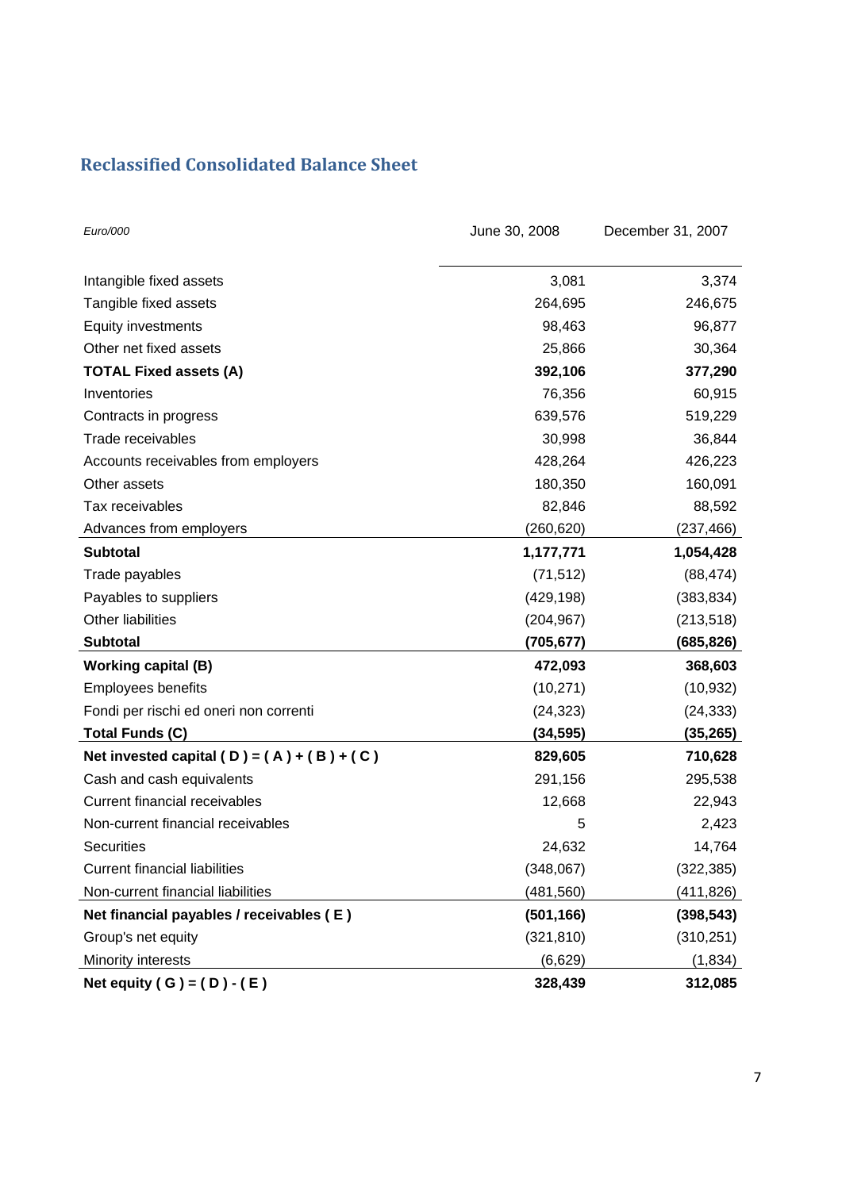## Reclassified Consolidated Balance Sheet

| *Euro/000* | June 30, 2008 | December 31, 2007 |
|---|---|---|
| Intangible fixed assets | 3,081 | 3,374 |
| Tangible fixed assets | 264,695 | 246,675 |
| Equity investments | 98,463 | 96,877 |
| Other net fixed assets | 25,866 | 30,364 |
| **TOTAL Fixed assets (A)** | **392,106** | **377,290** |
| Inventories | 76,356 | 60,915 |
| Contracts in progress | 639,576 | 519,229 |
| Trade receivables | 30,998 | 36,844 |
| Accounts receivables from employers | 428,264 | 426,223 |
| Other assets | 180,350 | 160,091 |
| Tax receivables | 82,846 | 88,592 |
| Advances from employers | (260,620) | (237,466) |
| **Subtotal** | **1,177,771** | **1,054,428** |
| Trade payables | (71,512) | (88,474) |
| Payables to suppliers | (429,198) | (383,834) |
| Other liabilities | (204,967) | (213,518) |
| **Subtotal** | **(705,677)** | **(685,826)** |
| **Working capital (B)** | **472,093** | **368,603** |
| Employees benefits | (10,271) | (10,932) |
| Fondi per rischi ed oneri non correnti | (24,323) | (24,333) |
| **Total Funds (C)** | **(34,595)** | **(35,265)** |
| **Net invested capital ( D ) = ( A ) + ( B ) + ( C )** | **829,605** | **710,628** |
| Cash and cash equivalents | 291,156 | 295,538 |
| Current financial receivables | 12,668 | 22,943 |
| Non-current financial receivables | 5 | 2,423 |
| Securities | 24,632 | 14,764 |
| Current financial liabilities | (348,067) | (322,385) |
| Non-current financial liabilities | (481,560) | (411,826) |
| **Net financial payables / receivables ( E )** | **(501,166)** | **(398,543)** |
| Group's net equity | (321,810) | (310,251) |
| Minority interests | (6,629) | (1,834) |
| **Net equity ( G ) = ( D ) - ( E )** | **328,439** | **312,085** |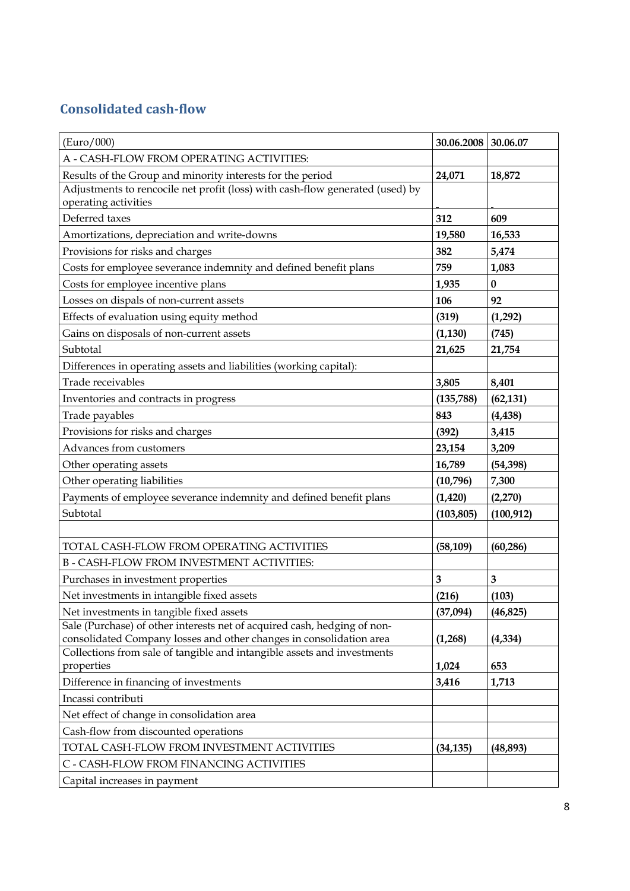## Consolidated cash-flow

| (Euro/000) | 30.06.2008 | 30.06.07 |
|---|---|---|
| A - CASH-FLOW FROM OPERATING ACTIVITIES: | | |
| Results of the Group and minority interests for the period | **24,071** | **18,872** |
| Adjustments to rencocile net profit (loss) with cash-flow generated (used) by operating activities | - | - |
| Deferred taxes | **312** | **609** |
| Amortizations, depreciation and write-downs | **19,580** | **16,533** |
| Provisions for risks and charges | **382** | **5,474** |
| Costs for employee severance indemnity and defined benefit plans | **759** | **1,083** |
| Costs for employee incentive plans | **1,935** | **0** |
| Losses on dispals of non-current assets | **106** | **92** |
| Effects of evaluation using equity method | **(319)** | **(1,292)** |
| Gains on disposals of non-current assets | **(1,130)** | **(745)** |
| Subtotal | **21,625** | **21,754** |
| Differences in operating assets and liabilities (working capital): | | |
| Trade receivables | **3,805** | **8,401** |
| Inventories and contracts in progress | **(135,788)** | **(62,131)** |
| Trade payables | **843** | **(4,438)** |
| Provisions for risks and charges | **(392)** | **3,415** |
| Advances from customers | **23,154** | **3,209** |
| Other operating assets | **16,789** | **(54,398)** |
| Other operating liabilities | **(10,796)** | **7,300** |
| Payments of employee severance indemnity and defined benefit plans | **(1,420)** | **(2,270)** |
| Subtotal | **(103,805)** | **(100,912)** |
| | | |
| TOTAL CASH-FLOW FROM OPERATING ACTIVITIES | **(58,109)** | **(60,286)** |
| B - CASH-FLOW FROM INVESTMENT ACTIVITIES: | | |
| Purchases in investment properties | **3** | **3** |
| Net investments in intangible fixed assets | **(216)** | **(103)** |
| Net investments in tangible fixed assets | **(37,094)** | **(46,825)** |
| Sale (Purchase) of other interests net of acquired cash, hedging of non-consolidated Company losses and other changes in consolidation area | **(1,268)** | **(4,334)** |
| Collections from sale of tangible and intangible assets and investments properties | **1,024** | **653** |
| Difference in financing of investments | **3,416** | **1,713** |
| Incassi contributi | | |
| Net effect of change in consolidation area | | |
| Cash-flow from discounted operations | | |
| TOTAL CASH-FLOW FROM INVESTMENT ACTIVITIES | **(34,135)** | **(48,893)** |
| C - CASH-FLOW FROM FINANCING ACTIVITIES | | |
| Capital increases in payment | | |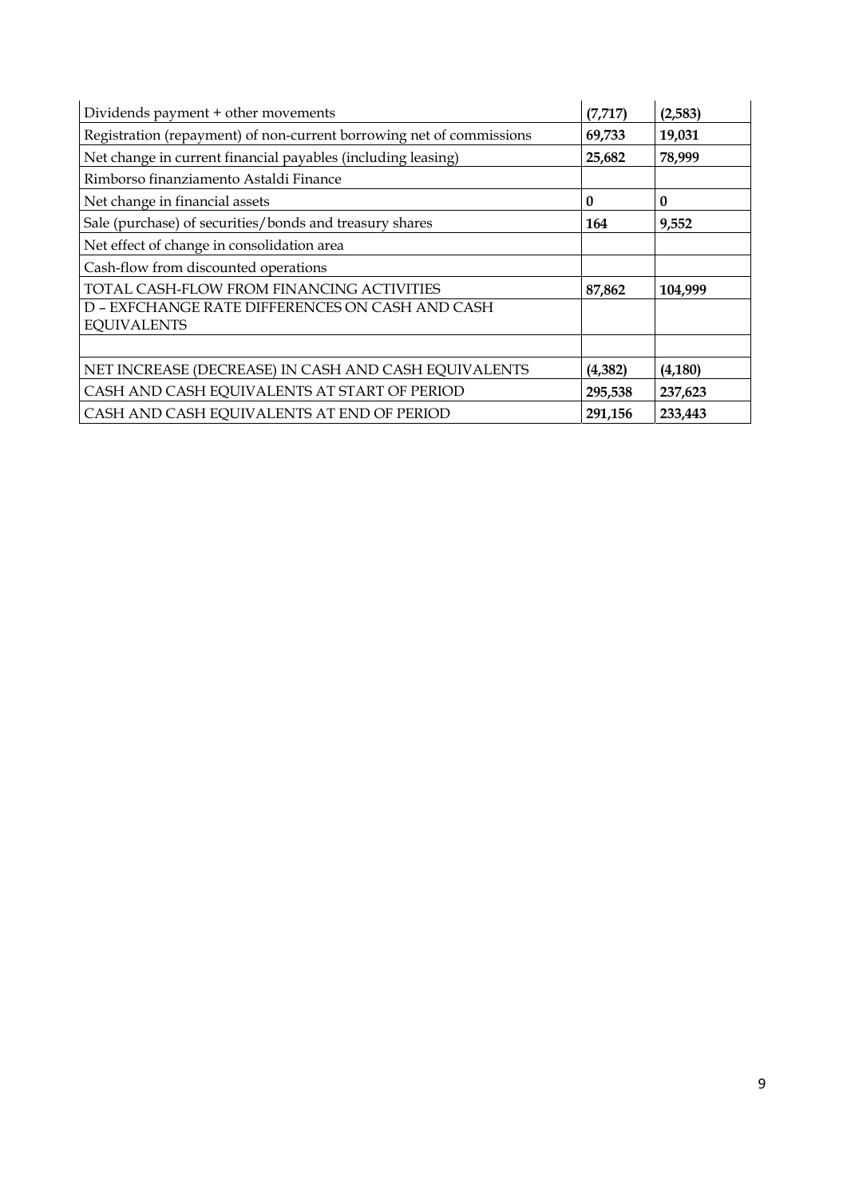| | | |
|---|---|---|
| Dividends payment + other movements | **(7,717)** | **(2,583)** |
| Registration (repayment) of non-current borrowing net of commissions | **69,733** | **19,031** |
| Net change in current financial payables (including leasing) | **25,682** | **78,999** |
| Rimborso finanziamento Astaldi Finance | | |
| Net change in financial assets | **0** | **0** |
| Sale (purchase) of securities/bonds and treasury shares | **164** | **9,552** |
| Net effect of change in consolidation area | | |
| Cash-flow from discounted operations | | |
| TOTAL CASH-FLOW FROM FINANCING ACTIVITIES | **87,862** | **104,999** |
| D – EXFCHANGE RATE DIFFERENCES ON CASH AND CASH EQUIVALENTS | | |
| | | |
| NET INCREASE (DECREASE) IN CASH AND CASH EQUIVALENTS | **(4,382)** | **(4,180)** |
| CASH AND CASH EQUIVALENTS AT START OF PERIOD | **295,538** | **237,623** |
| CASH AND CASH EQUIVALENTS AT END OF PERIOD | **291,156** | **233,443** |